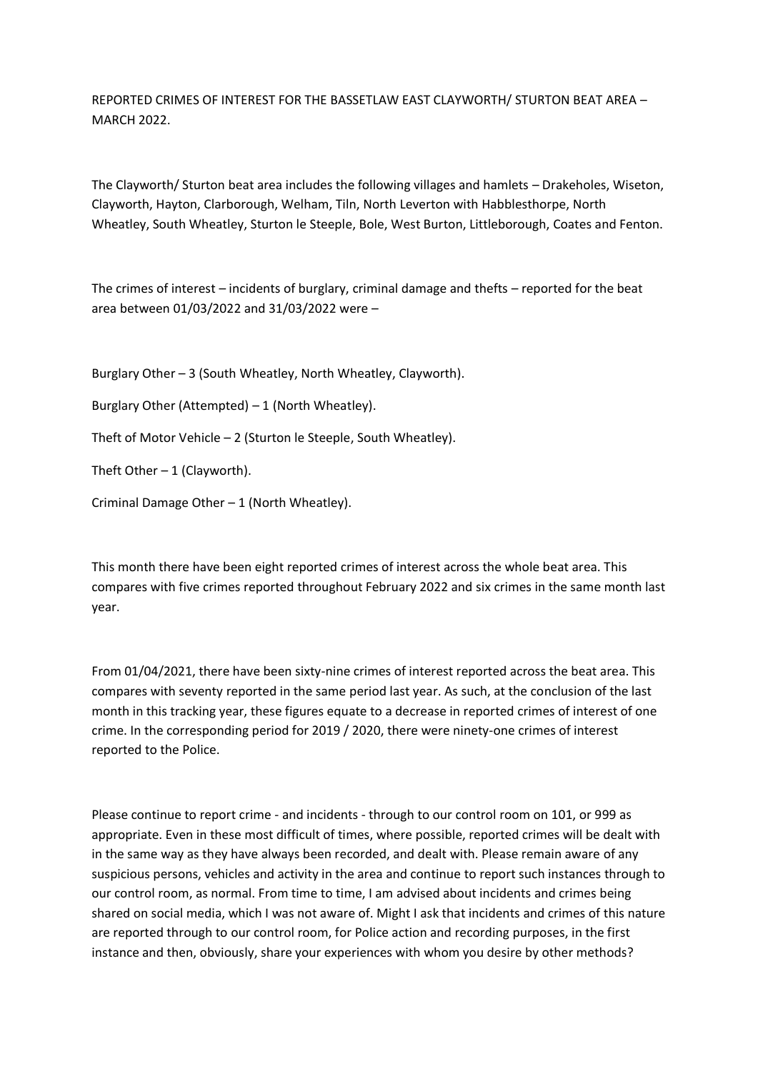REPORTED CRIMES OF INTEREST FOR THE BASSETLAW EAST CLAYWORTH/ STURTON BEAT AREA – MARCH 2022.

The Clayworth/ Sturton beat area includes the following villages and hamlets – Drakeholes, Wiseton, Clayworth, Hayton, Clarborough, Welham, Tiln, North Leverton with Habblesthorpe, North Wheatley, South Wheatley, Sturton le Steeple, Bole, West Burton, Littleborough, Coates and Fenton.

The crimes of interest – incidents of burglary, criminal damage and thefts – reported for the beat area between 01/03/2022 and 31/03/2022 were –

Burglary Other – 3 (South Wheatley, North Wheatley, Clayworth).

Burglary Other (Attempted) – 1 (North Wheatley).

Theft of Motor Vehicle – 2 (Sturton le Steeple, South Wheatley).

Theft Other – 1 (Clayworth).

Criminal Damage Other – 1 (North Wheatley).

This month there have been eight reported crimes of interest across the whole beat area. This compares with five crimes reported throughout February 2022 and six crimes in the same month last year.

From 01/04/2021, there have been sixty-nine crimes of interest reported across the beat area. This compares with seventy reported in the same period last year. As such, at the conclusion of the last month in this tracking year, these figures equate to a decrease in reported crimes of interest of one crime. In the corresponding period for 2019 / 2020, there were ninety-one crimes of interest reported to the Police.

Please continue to report crime - and incidents - through to our control room on 101, or 999 as appropriate. Even in these most difficult of times, where possible, reported crimes will be dealt with in the same way as they have always been recorded, and dealt with. Please remain aware of any suspicious persons, vehicles and activity in the area and continue to report such instances through to our control room, as normal. From time to time, I am advised about incidents and crimes being shared on social media, which I was not aware of. Might I ask that incidents and crimes of this nature are reported through to our control room, for Police action and recording purposes, in the first instance and then, obviously, share your experiences with whom you desire by other methods?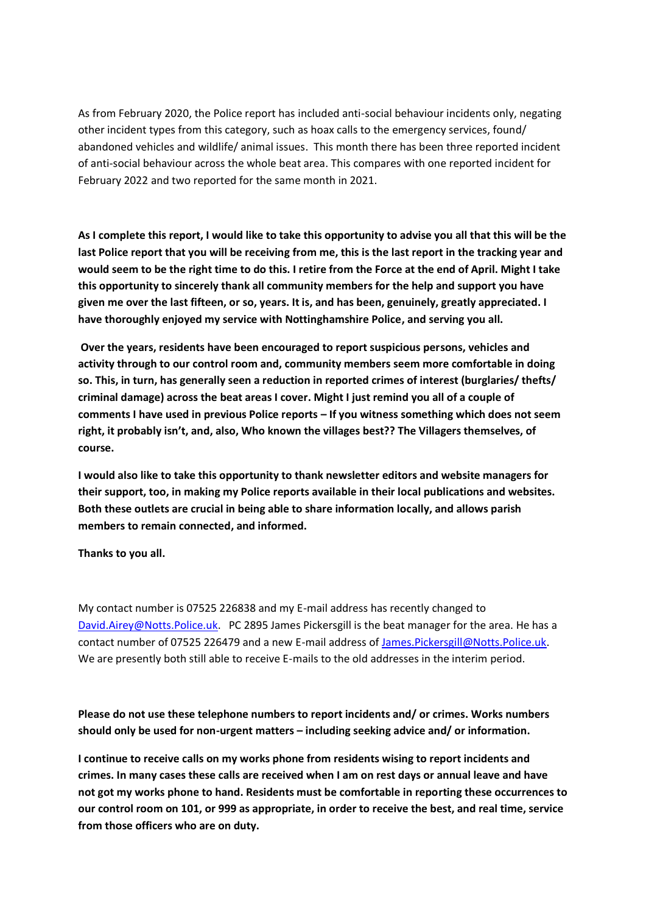As from February 2020, the Police report has included anti-social behaviour incidents only, negating other incident types from this category, such as hoax calls to the emergency services, found/ abandoned vehicles and wildlife/ animal issues. This month there has been three reported incident of anti-social behaviour across the whole beat area. This compares with one reported incident for February 2022 and two reported for the same month in 2021.

**As I complete this report, I would like to take this opportunity to advise you all that this will be the last Police report that you will be receiving from me, this is the last report in the tracking year and would seem to be the right time to do this. I retire from the Force at the end of April. Might I take this opportunity to sincerely thank all community members for the help and support you have given me over the last fifteen, or so, years. It is, and has been, genuinely, greatly appreciated. I have thoroughly enjoyed my service with Nottinghamshire Police, and serving you all.**

**Over the years, residents have been encouraged to report suspicious persons, vehicles and activity through to our control room and, community members seem more comfortable in doing so. This, in turn, has generally seen a reduction in reported crimes of interest (burglaries/ thefts/ criminal damage) across the beat areas I cover. Might I just remind you all of a couple of comments I have used in previous Police reports – If you witness something which does not seem right, it probably isn't, and, also, Who known the villages best?? The Villagers themselves, of course.**

**I would also like to take this opportunity to thank newsletter editors and website managers for their support, too, in making my Police reports available in their local publications and websites. Both these outlets are crucial in being able to share information locally, and allows parish members to remain connected, and informed.**

**Thanks to you all.**

My contact number is 07525 226838 and my E-mail address has recently changed to David.Airey@Notts.Police.uk. PC 2895 James Pickersgill is the beat manager for the area. He has a contact number of 07525 226479 and a new E-mail address of James.Pickersgill@Notts.Police.uk. We are presently both still able to receive E-mails to the old addresses in the interim period.

**Please do not use these telephone numbers to report incidents and/ or crimes. Works numbers should only be used for non-urgent matters – including seeking advice and/ or information.**

**I continue to receive calls on my works phone from residents wising to report incidents and crimes. In many cases these calls are received when I am on rest days or annual leave and have not got my works phone to hand. Residents must be comfortable in reporting these occurrences to our control room on 101, or 999 as appropriate, in order to receive the best, and real time, service from those officers who are on duty.**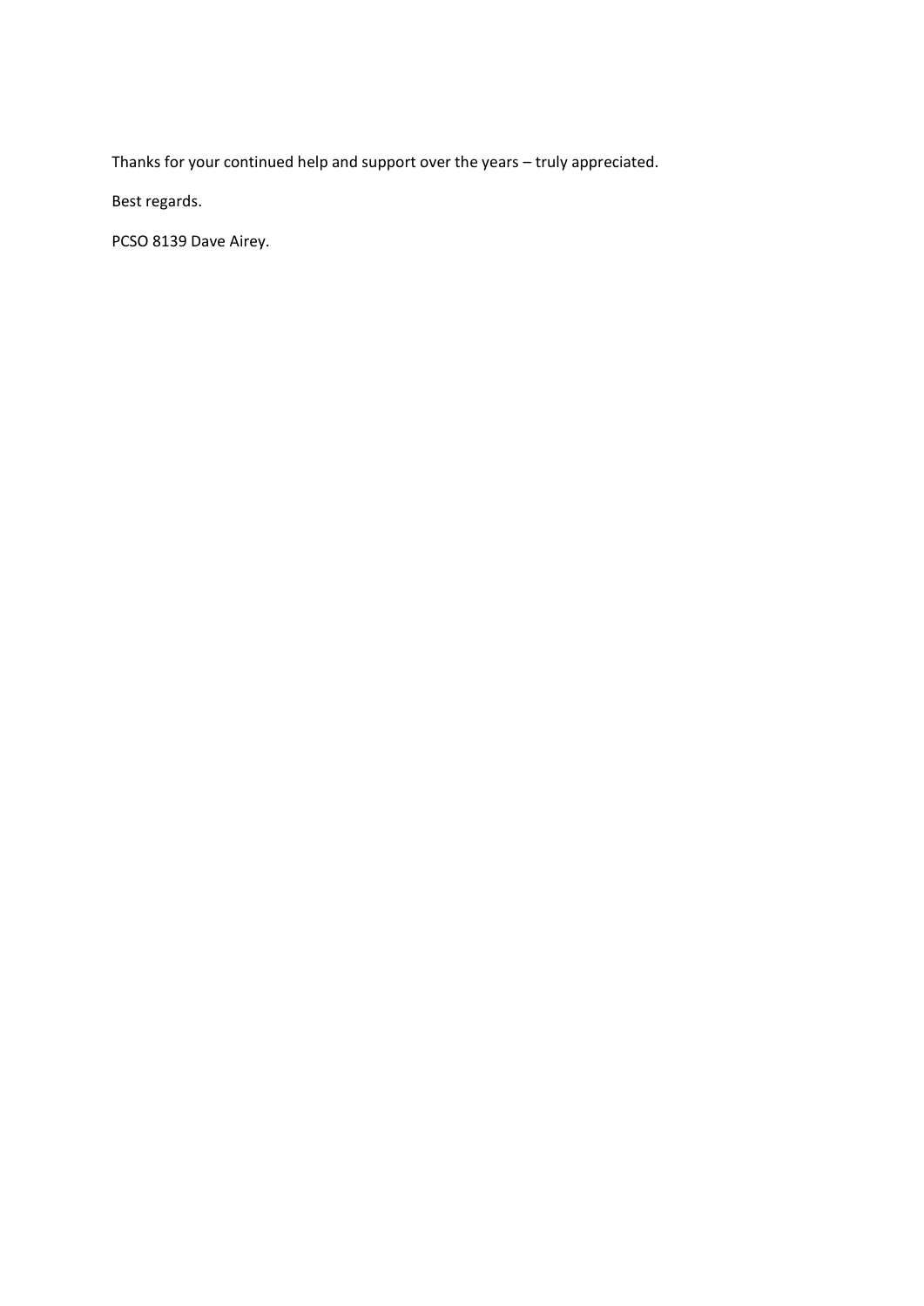Thanks for your continued help and support over the years – truly appreciated.

Best regards.

PCSO 8139 Dave Airey.